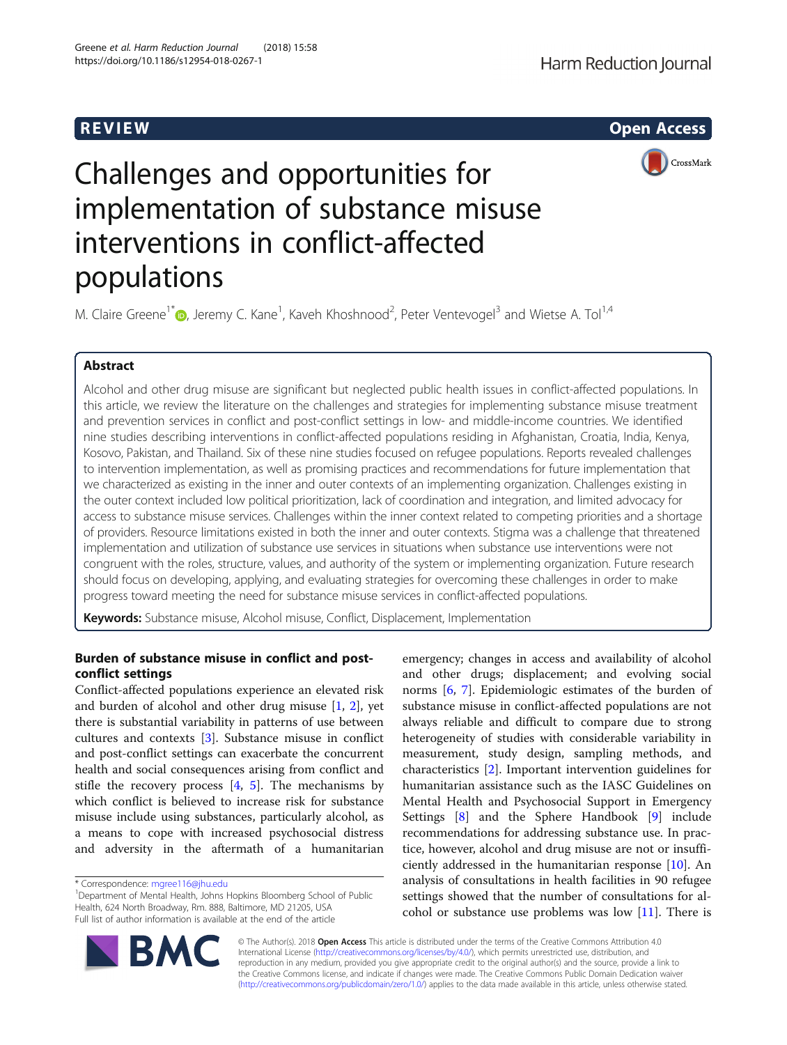REVIEW

Open Access

# Challenges and opportunities for implementation of substance misuse interventions in conflict-affected populations

M. Claire Greene[1*], Jeremy C. Kane[1], Kaveh Khoshnood[2], Peter Ventevogel[3] and Wietse A. Tol[1,4]

## Abstract

Alcohol and other drug misuse are significant but neglected public health issues in conflict-affected populations. In this article, we review the literature on the challenges and strategies for implementing substance misuse treatment and prevention services in conflict and post-conflict settings in low- and middle-income countries. We identified nine studies describing interventions in conflict-affected populations residing in Afghanistan, Croatia, India, Kenya, Kosovo, Pakistan, and Thailand. Six of these nine studies focused on refugee populations. Reports revealed challenges to intervention implementation, as well as promising practices and recommendations for future implementation that we characterized as existing in the inner and outer contexts of an implementing organization. Challenges existing in the outer context included low political prioritization, lack of coordination and integration, and limited advocacy for access to substance misuse services. Challenges within the inner context related to competing priorities and a shortage of providers. Resource limitations existed in both the inner and outer contexts. Stigma was a challenge that threatened implementation and utilization of substance use services in situations when substance use interventions were not congruent with the roles, structure, values, and authority of the system or implementing organization. Future research should focus on developing, applying, and evaluating strategies for overcoming these challenges in order to make progress toward meeting the need for substance misuse services in conflict-affected populations.

**Keywords:** Substance misuse, Alcohol misuse, Conflict, Displacement, Implementation

## Burden of substance misuse in conflict and post-conflict settings

Conflict-affected populations experience an elevated risk and burden of alcohol and other drug misuse [1, 2], yet there is substantial variability in patterns of use between cultures and contexts [3]. Substance misuse in conflict and post-conflict settings can exacerbate the concurrent health and social consequences arising from conflict and stifle the recovery process [4, 5]. The mechanisms by which conflict is believed to increase risk for substance misuse include using substances, particularly alcohol, as a means to cope with increased psychosocial distress and adversity in the aftermath of a humanitarian emergency; changes in access and availability of alcohol and other drugs; displacement; and evolving social norms [6, 7]. Epidemiologic estimates of the burden of substance misuse in conflict-affected populations are not always reliable and difficult to compare due to strong heterogeneity of studies with considerable variability in measurement, study design, sampling methods, and characteristics [2]. Important intervention guidelines for humanitarian assistance such as the IASC Guidelines on Mental Health and Psychosocial Support in Emergency Settings [8] and the Sphere Handbook [9] include recommendations for addressing substance use. In practice, however, alcohol and drug misuse are not or insufficiently addressed in the humanitarian response [10]. An analysis of consultations in health facilities in 90 refugee settings showed that the number of consultations for alcohol or substance use problems was low [11]. There is

\* Correspondence: mgree116@jhu.edu
[1]Department of Mental Health, Johns Hopkins Bloomberg School of Public Health, 624 North Broadway, Rm. 888, Baltimore, MD 21205, USA
Full list of author information is available at the end of the article

© The Author(s). 2018 **Open Access** This article is distributed under the terms of the Creative Commons Attribution 4.0 International License (http://creativecommons.org/licenses/by/4.0/), which permits unrestricted use, distribution, and reproduction in any medium, provided you give appropriate credit to the original author(s) and the source, provide a link to the Creative Commons license, and indicate if changes were made. The Creative Commons Public Domain Dedication waiver (http://creativecommons.org/publicdomain/zero/1.0/) applies to the data made available in this article, unless otherwise stated.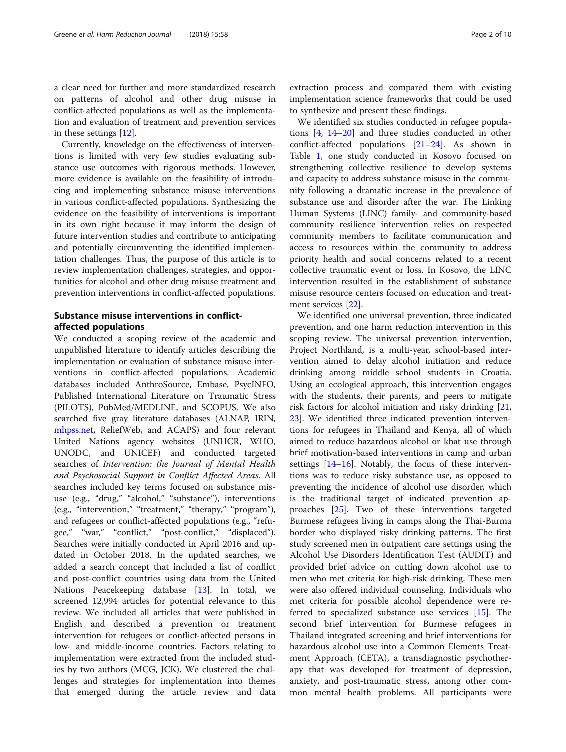a clear need for further and more standardized research on patterns of alcohol and other drug misuse in conflict-affected populations as well as the implementation and evaluation of treatment and prevention services in these settings [12].

Currently, knowledge on the effectiveness of interventions is limited with very few studies evaluating substance use outcomes with rigorous methods. However, more evidence is available on the feasibility of introducing and implementing substance misuse interventions in various conflict-affected populations. Synthesizing the evidence on the feasibility of interventions is important in its own right because it may inform the design of future intervention studies and contribute to anticipating and potentially circumventing the identified implementation challenges. Thus, the purpose of this article is to review implementation challenges, strategies, and opportunities for alcohol and other drug misuse treatment and prevention interventions in conflict-affected populations.

## Substance misuse interventions in conflict-affected populations

We conducted a scoping review of the academic and unpublished literature to identify articles describing the implementation or evaluation of substance misuse interventions in conflict-affected populations. Academic databases included AnthroSource, Embase, PsycINFO, Published International Literature on Traumatic Stress (PILOTS), PubMed/MEDLINE, and SCOPUS. We also searched five gray literature databases (ALNAP, IRIN, mhpss.net, ReliefWeb, and ACAPS) and four relevant United Nations agency websites (UNHCR, WHO, UNODC, and UNICEF) and conducted targeted searches of *Intervention: the Journal of Mental Health and Psychosocial Support in Conflict Affected Areas*. All searches included key terms focused on substance misuse (e.g., "drug," "alcohol," "substance"), interventions (e.g., "intervention," "treatment," "therapy," "program"), and refugees or conflict-affected populations (e.g., "refugee," "war," "conflict," "post-conflict," "displaced"). Searches were initially conducted in April 2016 and updated in October 2018. In the updated searches, we added a search concept that included a list of conflict and post-conflict countries using data from the United Nations Peacekeeping database [13]. In total, we screened 12,994 articles for potential relevance to this review. We included all articles that were published in English and described a prevention or treatment intervention for refugees or conflict-affected persons in low- and middle-income countries. Factors relating to implementation were extracted from the included studies by two authors (MCG, JCK). We clustered the challenges and strategies for implementation into themes that emerged during the article review and data extraction process and compared them with existing implementation science frameworks that could be used to synthesize and present these findings.

We identified six studies conducted in refugee populations [4, 14–20] and three studies conducted in other conflict-affected populations [21–24]. As shown in Table 1, one study conducted in Kosovo focused on strengthening collective resilience to develop systems and capacity to address substance misuse in the community following a dramatic increase in the prevalence of substance use and disorder after the war. The Linking Human Systems (LINC) family- and community-based community resilience intervention relies on respected community members to facilitate communication and access to resources within the community to address priority health and social concerns related to a recent collective traumatic event or loss. In Kosovo, the LINC intervention resulted in the establishment of substance misuse resource centers focused on education and treatment services [22].

We identified one universal prevention, three indicated prevention, and one harm reduction intervention in this scoping review. The universal prevention intervention, Project Northland, is a multi-year, school-based intervention aimed to delay alcohol initiation and reduce drinking among middle school students in Croatia. Using an ecological approach, this intervention engages with the students, their parents, and peers to mitigate risk factors for alcohol initiation and risky drinking [21, 23]. We identified three indicated prevention interventions for refugees in Thailand and Kenya, all of which aimed to reduce hazardous alcohol or khat use through brief motivation-based interventions in camp and urban settings [14–16]. Notably, the focus of these interventions was to reduce risky substance use, as opposed to preventing the incidence of alcohol use disorder, which is the traditional target of indicated prevention approaches [25]. Two of these interventions targeted Burmese refugees living in camps along the Thai-Burma border who displayed risky drinking patterns. The first study screened men in outpatient care settings using the Alcohol Use Disorders Identification Test (AUDIT) and provided brief advice on cutting down alcohol use to men who met criteria for high-risk drinking. These men were also offered individual counseling. Individuals who met criteria for possible alcohol dependence were referred to specialized substance use services [15]. The second brief intervention for Burmese refugees in Thailand integrated screening and brief interventions for hazardous alcohol use into a Common Elements Treatment Approach (CETA), a transdiagnostic psychotherapy that was developed for treatment of depression, anxiety, and post-traumatic stress, among other common mental health problems. All participants were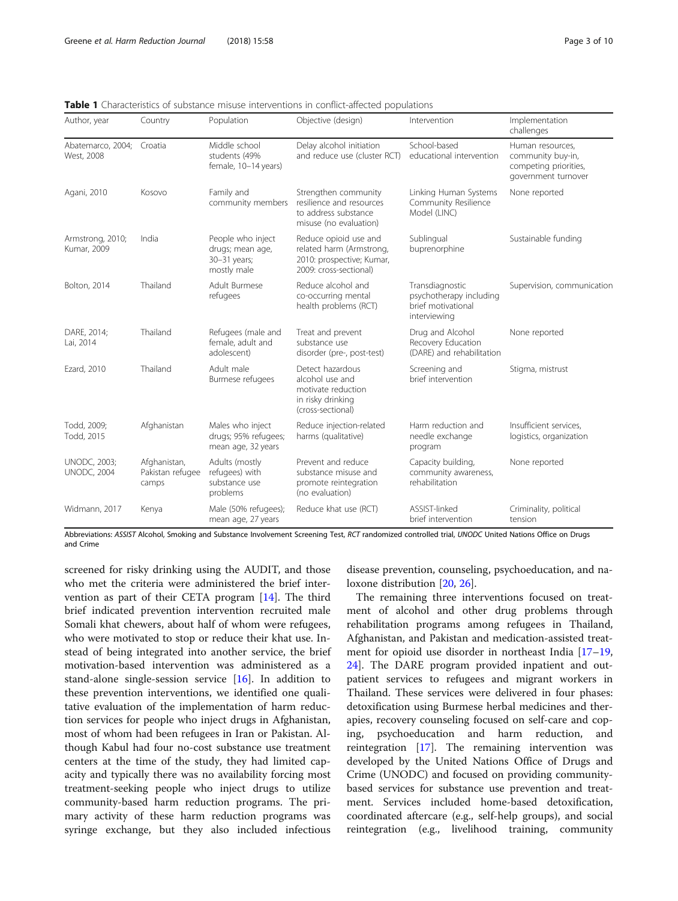**Table 1** Characteristics of substance misuse interventions in conflict-affected populations

| Author, year | Country | Population | Objective (design) | Intervention | Implementation challenges |
| --- | --- | --- | --- | --- | --- |
| Abatemarco, 2004; West, 2008 | Croatia | Middle school students (49% female, 10–14 years) | Delay alcohol initiation and reduce use (cluster RCT) | School-based educational intervention | Human resources, community buy-in, competing priorities, government turnover |
| Agani, 2010 | Kosovo | Family and community members | Strengthen community resilience and resources to address substance misuse (no evaluation) | Linking Human Systems Community Resilience Model (LINC) | None reported |
| Armstrong, 2010; Kumar, 2009 | India | People who inject drugs; mean age, 30–31 years; mostly male | Reduce opioid use and related harm (Armstrong, 2010: prospective; Kumar, 2009: cross-sectional) | Sublingual buprenorphine | Sustainable funding |
| Bolton, 2014 | Thailand | Adult Burmese refugees | Reduce alcohol and co-occurring mental health problems (RCT) | Transdiagnostic psychotherapy including brief motivational interviewing | Supervision, communication |
| DARE, 2014; Lai, 2014 | Thailand | Refugees (male and female, adult and adolescent) | Treat and prevent substance use disorder (pre-, post-test) | Drug and Alcohol Recovery Education (DARE) and rehabilitation | None reported |
| Ezard, 2010 | Thailand | Adult male Burmese refugees | Detect hazardous alcohol use and motivate reduction in risky drinking (cross-sectional) | Screening and brief intervention | Stigma, mistrust |
| Todd, 2009; Todd, 2015 | Afghanistan | Males who inject drugs; 95% refugees; mean age, 32 years | Reduce injection-related harms (qualitative) | Harm reduction and needle exchange program | Insufficient services, logistics, organization |
| UNODC, 2003; UNODC, 2004 | Afghanistan, Pakistan refugee camps | Adults (mostly refugees) with substance use problems | Prevent and reduce substance misuse and promote reintegration (no evaluation) | Capacity building, community awareness, rehabilitation | None reported |
| Widmann, 2017 | Kenya | Male (50% refugees); mean age, 27 years | Reduce khat use (RCT) | ASSIST-linked brief intervention | Criminality, political tension |

Abbreviations: *ASSIST* Alcohol, Smoking and Substance Involvement Screening Test, *RCT* randomized controlled trial, *UNODC* United Nations Office on Drugs and Crime

screened for risky drinking using the AUDIT, and those who met the criteria were administered the brief intervention as part of their CETA program [14]. The third brief indicated prevention intervention recruited male Somali khat chewers, about half of whom were refugees, who were motivated to stop or reduce their khat use. Instead of being integrated into another service, the brief motivation-based intervention was administered as a stand-alone single-session service [16]. In addition to these prevention interventions, we identified one qualitative evaluation of the implementation of harm reduction services for people who inject drugs in Afghanistan, most of whom had been refugees in Iran or Pakistan. Although Kabul had four no-cost substance use treatment centers at the time of the study, they had limited capacity and typically there was no availability forcing most treatment-seeking people who inject drugs to utilize community-based harm reduction programs. The primary activity of these harm reduction programs was syringe exchange, but they also included infectious disease prevention, counseling, psychoeducation, and naloxone distribution [20, 26].

The remaining three interventions focused on treatment of alcohol and other drug problems through rehabilitation programs among refugees in Thailand, Afghanistan, and Pakistan and medication-assisted treatment for opioid use disorder in northeast India [17–19, 24]. The DARE program provided inpatient and outpatient services to refugees and migrant workers in Thailand. These services were delivered in four phases: detoxification using Burmese herbal medicines and therapies, recovery counseling focused on self-care and coping, psychoeducation and harm reduction, and reintegration [17]. The remaining intervention was developed by the United Nations Office of Drugs and Crime (UNODC) and focused on providing community-based services for substance use prevention and treatment. Services included home-based detoxification, coordinated aftercare (e.g., self-help groups), and social reintegration (e.g., livelihood training, community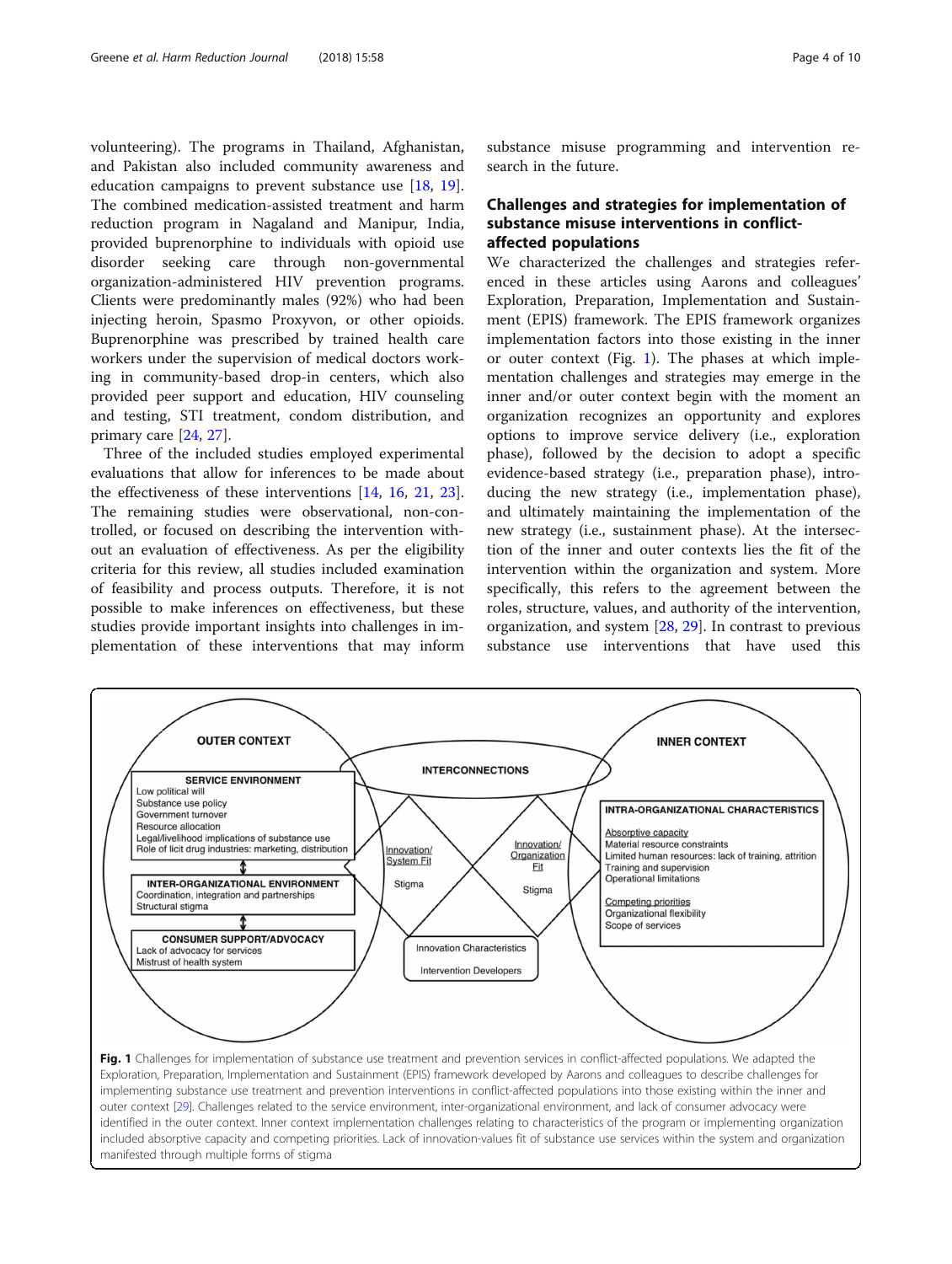volunteering). The programs in Thailand, Afghanistan, and Pakistan also included community awareness and education campaigns to prevent substance use [18, 19]. The combined medication-assisted treatment and harm reduction program in Nagaland and Manipur, India, provided buprenorphine to individuals with opioid use disorder seeking care through non-governmental organization-administered HIV prevention programs. Clients were predominantly males (92%) who had been injecting heroin, Spasmo Proxyvon, or other opioids. Buprenorphine was prescribed by trained health care workers under the supervision of medical doctors working in community-based drop-in centers, which also provided peer support and education, HIV counseling and testing, STI treatment, condom distribution, and primary care [24, 27].

Three of the included studies employed experimental evaluations that allow for inferences to be made about the effectiveness of these interventions [14, 16, 21, 23]. The remaining studies were observational, non-controlled, or focused on describing the intervention without an evaluation of effectiveness. As per the eligibility criteria for this review, all studies included examination of feasibility and process outputs. Therefore, it is not possible to make inferences on effectiveness, but these studies provide important insights into challenges in implementation of these interventions that may inform substance misuse programming and intervention research in the future.

## Challenges and strategies for implementation of substance misuse interventions in conflict-affected populations

We characterized the challenges and strategies referenced in these articles using Aarons and colleagues' Exploration, Preparation, Implementation and Sustainment (EPIS) framework. The EPIS framework organizes implementation factors into those existing in the inner or outer context (Fig. 1). The phases at which implementation challenges and strategies may emerge in the inner and/or outer context begin with the moment an organization recognizes an opportunity and explores options to improve service delivery (i.e., exploration phase), followed by the decision to adopt a specific evidence-based strategy (i.e., preparation phase), introducing the new strategy (i.e., implementation phase), and ultimately maintaining the implementation of the new strategy (i.e., sustainment phase). At the intersection of the inner and outer contexts lies the fit of the intervention within the organization and system. More specifically, this refers to the agreement between the roles, structure, values, and authority of the intervention, organization, and system [28, 29]. In contrast to previous substance use interventions that have used this

**Fig. 1** Challenges for implementation of substance use treatment and prevention services in conflict-affected populations. We adapted the Exploration, Preparation, Implementation and Sustainment (EPIS) framework developed by Aarons and colleagues to describe challenges for implementing substance use treatment and prevention interventions in conflict-affected populations into those existing within the inner and outer context [29]. Challenges related to the service environment, inter-organizational environment, and lack of consumer advocacy were identified in the outer context. Inner context implementation challenges relating to characteristics of the program or implementing organization included absorptive capacity and competing priorities. Lack of innovation-values fit of substance use services within the system and organization manifested through multiple forms of stigma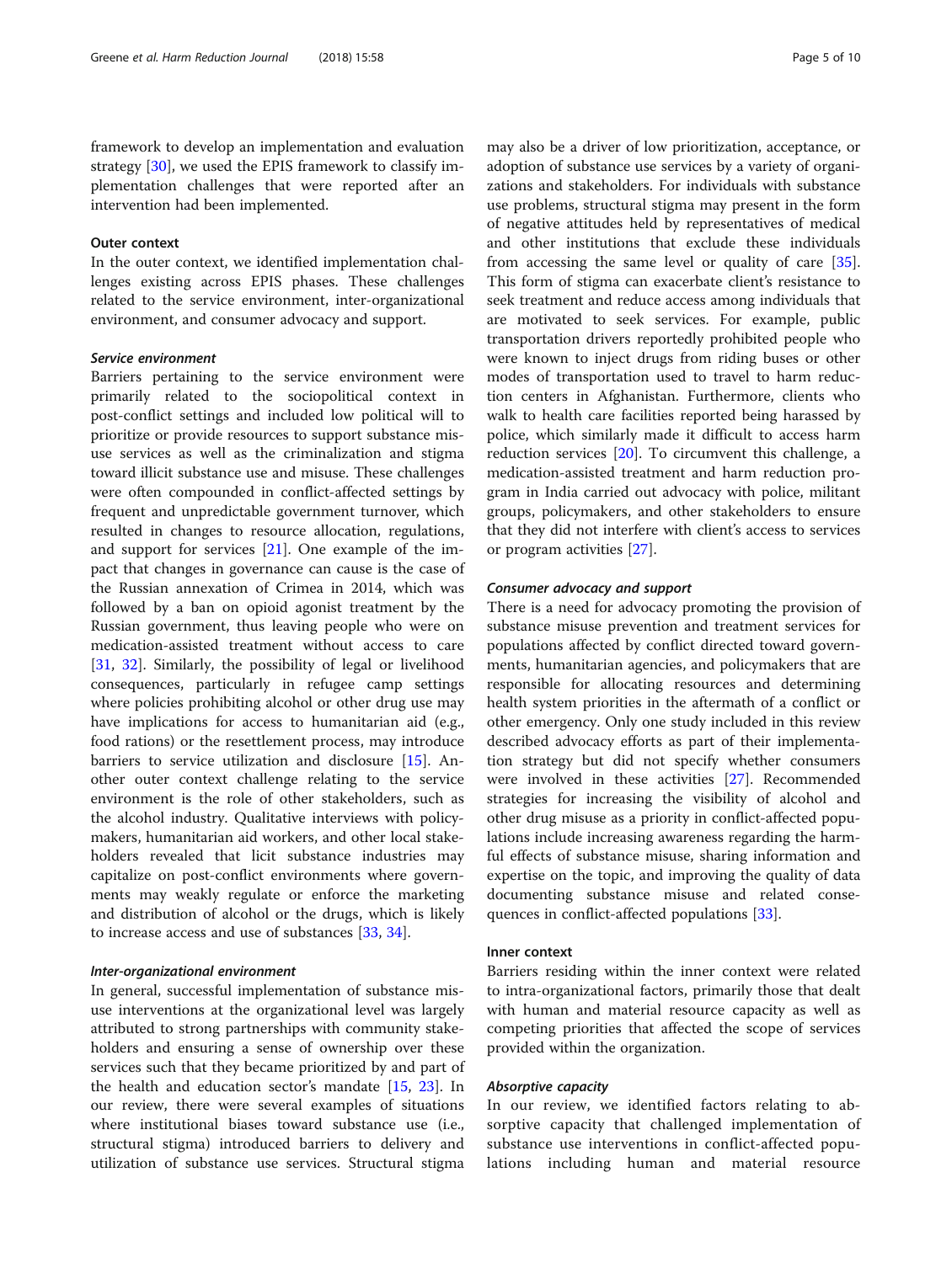framework to develop an implementation and evaluation strategy [30], we used the EPIS framework to classify implementation challenges that were reported after an intervention had been implemented.

### Outer context

In the outer context, we identified implementation challenges existing across EPIS phases. These challenges related to the service environment, inter-organizational environment, and consumer advocacy and support.

#### *Service environment*

Barriers pertaining to the service environment were primarily related to the sociopolitical context in post-conflict settings and included low political will to prioritize or provide resources to support substance misuse services as well as the criminalization and stigma toward illicit substance use and misuse. These challenges were often compounded in conflict-affected settings by frequent and unpredictable government turnover, which resulted in changes to resource allocation, regulations, and support for services [21]. One example of the impact that changes in governance can cause is the case of the Russian annexation of Crimea in 2014, which was followed by a ban on opioid agonist treatment by the Russian government, thus leaving people who were on medication-assisted treatment without access to care [31, 32]. Similarly, the possibility of legal or livelihood consequences, particularly in refugee camp settings where policies prohibiting alcohol or other drug use may have implications for access to humanitarian aid (e.g., food rations) or the resettlement process, may introduce barriers to service utilization and disclosure [15]. Another outer context challenge relating to the service environment is the role of other stakeholders, such as the alcohol industry. Qualitative interviews with policymakers, humanitarian aid workers, and other local stakeholders revealed that licit substance industries may capitalize on post-conflict environments where governments may weakly regulate or enforce the marketing and distribution of alcohol or the drugs, which is likely to increase access and use of substances [33, 34].

#### *Inter-organizational environment*

In general, successful implementation of substance misuse interventions at the organizational level was largely attributed to strong partnerships with community stakeholders and ensuring a sense of ownership over these services such that they became prioritized by and part of the health and education sector's mandate [15, 23]. In our review, there were several examples of situations where institutional biases toward substance use (i.e., structural stigma) introduced barriers to delivery and utilization of substance use services. Structural stigma may also be a driver of low prioritization, acceptance, or adoption of substance use services by a variety of organizations and stakeholders. For individuals with substance use problems, structural stigma may present in the form of negative attitudes held by representatives of medical and other institutions that exclude these individuals from accessing the same level or quality of care [35]. This form of stigma can exacerbate client's resistance to seek treatment and reduce access among individuals that are motivated to seek services. For example, public transportation drivers reportedly prohibited people who were known to inject drugs from riding buses or other modes of transportation used to travel to harm reduction centers in Afghanistan. Furthermore, clients who walk to health care facilities reported being harassed by police, which similarly made it difficult to access harm reduction services [20]. To circumvent this challenge, a medication-assisted treatment and harm reduction program in India carried out advocacy with police, militant groups, policymakers, and other stakeholders to ensure that they did not interfere with client's access to services or program activities [27].

#### *Consumer advocacy and support*

There is a need for advocacy promoting the provision of substance misuse prevention and treatment services for populations affected by conflict directed toward governments, humanitarian agencies, and policymakers that are responsible for allocating resources and determining health system priorities in the aftermath of a conflict or other emergency. Only one study included in this review described advocacy efforts as part of their implementation strategy but did not specify whether consumers were involved in these activities [27]. Recommended strategies for increasing the visibility of alcohol and other drug misuse as a priority in conflict-affected populations include increasing awareness regarding the harmful effects of substance misuse, sharing information and expertise on the topic, and improving the quality of data documenting substance misuse and related consequences in conflict-affected populations [33].

### Inner context

Barriers residing within the inner context were related to intra-organizational factors, primarily those that dealt with human and material resource capacity as well as competing priorities that affected the scope of services provided within the organization.

#### *Absorptive capacity*

In our review, we identified factors relating to absorptive capacity that challenged implementation of substance use interventions in conflict-affected populations including human and material resource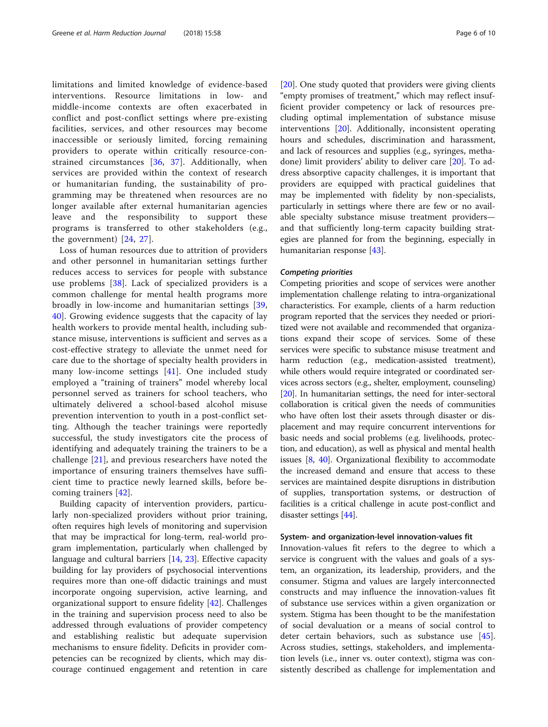limitations and limited knowledge of evidence-based interventions. Resource limitations in low- and middle-income contexts are often exacerbated in conflict and post-conflict settings where pre-existing facilities, services, and other resources may become inaccessible or seriously limited, forcing remaining providers to operate within critically resource-constrained circumstances [36, 37]. Additionally, when services are provided within the context of research or humanitarian funding, the sustainability of programming may be threatened when resources are no longer available after external humanitarian agencies leave and the responsibility to support these programs is transferred to other stakeholders (e.g., the government) [24, 27].

Loss of human resources due to attrition of providers and other personnel in humanitarian settings further reduces access to services for people with substance use problems [38]. Lack of specialized providers is a common challenge for mental health programs more broadly in low-income and humanitarian settings [39, 40]. Growing evidence suggests that the capacity of lay health workers to provide mental health, including substance misuse, interventions is sufficient and serves as a cost-effective strategy to alleviate the unmet need for care due to the shortage of specialty health providers in many low-income settings [41]. One included study employed a "training of trainers" model whereby local personnel served as trainers for school teachers, who ultimately delivered a school-based alcohol misuse prevention intervention to youth in a post-conflict setting. Although the teacher trainings were reportedly successful, the study investigators cite the process of identifying and adequately training the trainers to be a challenge [21], and previous researchers have noted the importance of ensuring trainers themselves have sufficient time to practice newly learned skills, before becoming trainers [42].

Building capacity of intervention providers, particularly non-specialized providers without prior training, often requires high levels of monitoring and supervision that may be impractical for long-term, real-world program implementation, particularly when challenged by language and cultural barriers [14, 23]. Effective capacity building for lay providers of psychosocial interventions requires more than one-off didactic trainings and must incorporate ongoing supervision, active learning, and organizational support to ensure fidelity [42]. Challenges in the training and supervision process need to also be addressed through evaluations of provider competency and establishing realistic but adequate supervision mechanisms to ensure fidelity. Deficits in provider competencies can be recognized by clients, which may discourage continued engagement and retention in care [20]. One study quoted that providers were giving clients "empty promises of treatment," which may reflect insufficient provider competency or lack of resources precluding optimal implementation of substance misuse interventions [20]. Additionally, inconsistent operating hours and schedules, discrimination and harassment, and lack of resources and supplies (e.g., syringes, methadone) limit providers' ability to deliver care [20]. To address absorptive capacity challenges, it is important that providers are equipped with practical guidelines that may be implemented with fidelity by non-specialists, particularly in settings where there are few or no available specialty substance misuse treatment providers—and that sufficiently long-term capacity building strategies are planned for from the beginning, especially in humanitarian response [43].

#### *Competing priorities*

Competing priorities and scope of services were another implementation challenge relating to intra-organizational characteristics. For example, clients of a harm reduction program reported that the services they needed or prioritized were not available and recommended that organizations expand their scope of services. Some of these services were specific to substance misuse treatment and harm reduction (e.g., medication-assisted treatment), while others would require integrated or coordinated services across sectors (e.g., shelter, employment, counseling) [20]. In humanitarian settings, the need for inter-sectoral collaboration is critical given the needs of communities who have often lost their assets through disaster or displacement and may require concurrent interventions for basic needs and social problems (e.g. livelihoods, protection, and education), as well as physical and mental health issues [8, 40]. Organizational flexibility to accommodate the increased demand and ensure that access to these services are maintained despite disruptions in distribution of supplies, transportation systems, or destruction of facilities is a critical challenge in acute post-conflict and disaster settings [44].

### System- and organization-level innovation-values fit

Innovation-values fit refers to the degree to which a service is congruent with the values and goals of a system, an organization, its leadership, providers, and the consumer. Stigma and values are largely interconnected constructs and may influence the innovation-values fit of substance use services within a given organization or system. Stigma has been thought to be the manifestation of social devaluation or a means of social control to deter certain behaviors, such as substance use [45]. Across studies, settings, stakeholders, and implementation levels (i.e., inner vs. outer context), stigma was consistently described as challenge for implementation and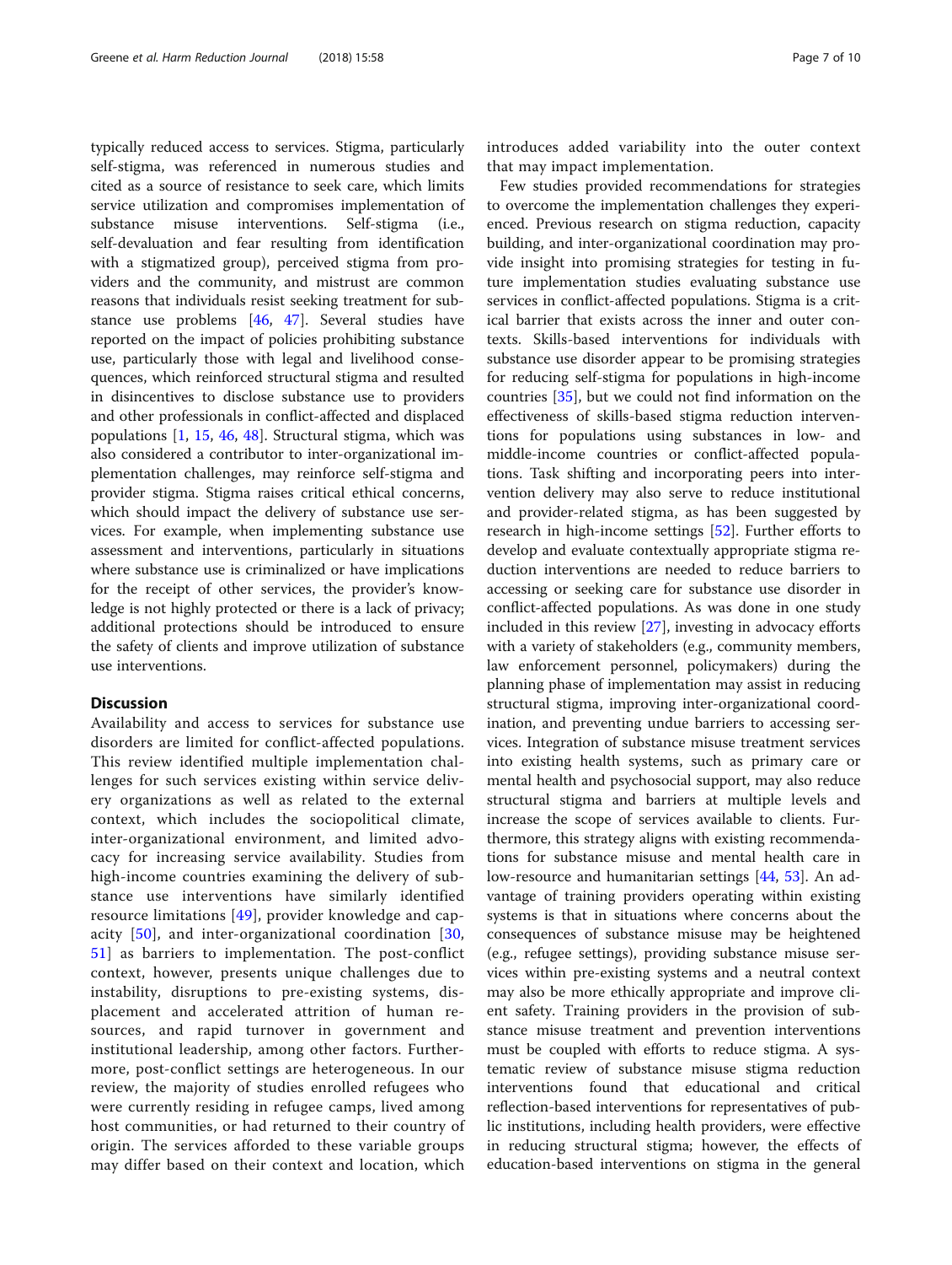typically reduced access to services. Stigma, particularly self-stigma, was referenced in numerous studies and cited as a source of resistance to seek care, which limits service utilization and compromises implementation of substance misuse interventions. Self-stigma (i.e., self-devaluation and fear resulting from identification with a stigmatized group), perceived stigma from providers and the community, and mistrust are common reasons that individuals resist seeking treatment for substance use problems [46, 47]. Several studies have reported on the impact of policies prohibiting substance use, particularly those with legal and livelihood consequences, which reinforced structural stigma and resulted in disincentives to disclose substance use to providers and other professionals in conflict-affected and displaced populations [1, 15, 46, 48]. Structural stigma, which was also considered a contributor to inter-organizational implementation challenges, may reinforce self-stigma and provider stigma. Stigma raises critical ethical concerns, which should impact the delivery of substance use services. For example, when implementing substance use assessment and interventions, particularly in situations where substance use is criminalized or have implications for the receipt of other services, the provider's knowledge is not highly protected or there is a lack of privacy; additional protections should be introduced to ensure the safety of clients and improve utilization of substance use interventions.

## Discussion

Availability and access to services for substance use disorders are limited for conflict-affected populations. This review identified multiple implementation challenges for such services existing within service delivery organizations as well as related to the external context, which includes the sociopolitical climate, inter-organizational environment, and limited advocacy for increasing service availability. Studies from high-income countries examining the delivery of substance use interventions have similarly identified resource limitations [49], provider knowledge and capacity [50], and inter-organizational coordination [30, 51] as barriers to implementation. The post-conflict context, however, presents unique challenges due to instability, disruptions to pre-existing systems, displacement and accelerated attrition of human resources, and rapid turnover in government and institutional leadership, among other factors. Furthermore, post-conflict settings are heterogeneous. In our review, the majority of studies enrolled refugees who were currently residing in refugee camps, lived among host communities, or had returned to their country of origin. The services afforded to these variable groups may differ based on their context and location, which introduces added variability into the outer context that may impact implementation.

Few studies provided recommendations for strategies to overcome the implementation challenges they experienced. Previous research on stigma reduction, capacity building, and inter-organizational coordination may provide insight into promising strategies for testing in future implementation studies evaluating substance use services in conflict-affected populations. Stigma is a critical barrier that exists across the inner and outer contexts. Skills-based interventions for individuals with substance use disorder appear to be promising strategies for reducing self-stigma for populations in high-income countries [35], but we could not find information on the effectiveness of skills-based stigma reduction interventions for populations using substances in low- and middle-income countries or conflict-affected populations. Task shifting and incorporating peers into intervention delivery may also serve to reduce institutional and provider-related stigma, as has been suggested by research in high-income settings [52]. Further efforts to develop and evaluate contextually appropriate stigma reduction interventions are needed to reduce barriers to accessing or seeking care for substance use disorder in conflict-affected populations. As was done in one study included in this review [27], investing in advocacy efforts with a variety of stakeholders (e.g., community members, law enforcement personnel, policymakers) during the planning phase of implementation may assist in reducing structural stigma, improving inter-organizational coordination, and preventing undue barriers to accessing services. Integration of substance misuse treatment services into existing health systems, such as primary care or mental health and psychosocial support, may also reduce structural stigma and barriers at multiple levels and increase the scope of services available to clients. Furthermore, this strategy aligns with existing recommendations for substance misuse and mental health care in low-resource and humanitarian settings [44, 53]. An advantage of training providers operating within existing systems is that in situations where concerns about the consequences of substance misuse may be heightened (e.g., refugee settings), providing substance misuse services within pre-existing systems and a neutral context may also be more ethically appropriate and improve client safety. Training providers in the provision of substance misuse treatment and prevention interventions must be coupled with efforts to reduce stigma. A systematic review of substance misuse stigma reduction interventions found that educational and critical reflection-based interventions for representatives of public institutions, including health providers, were effective in reducing structural stigma; however, the effects of education-based interventions on stigma in the general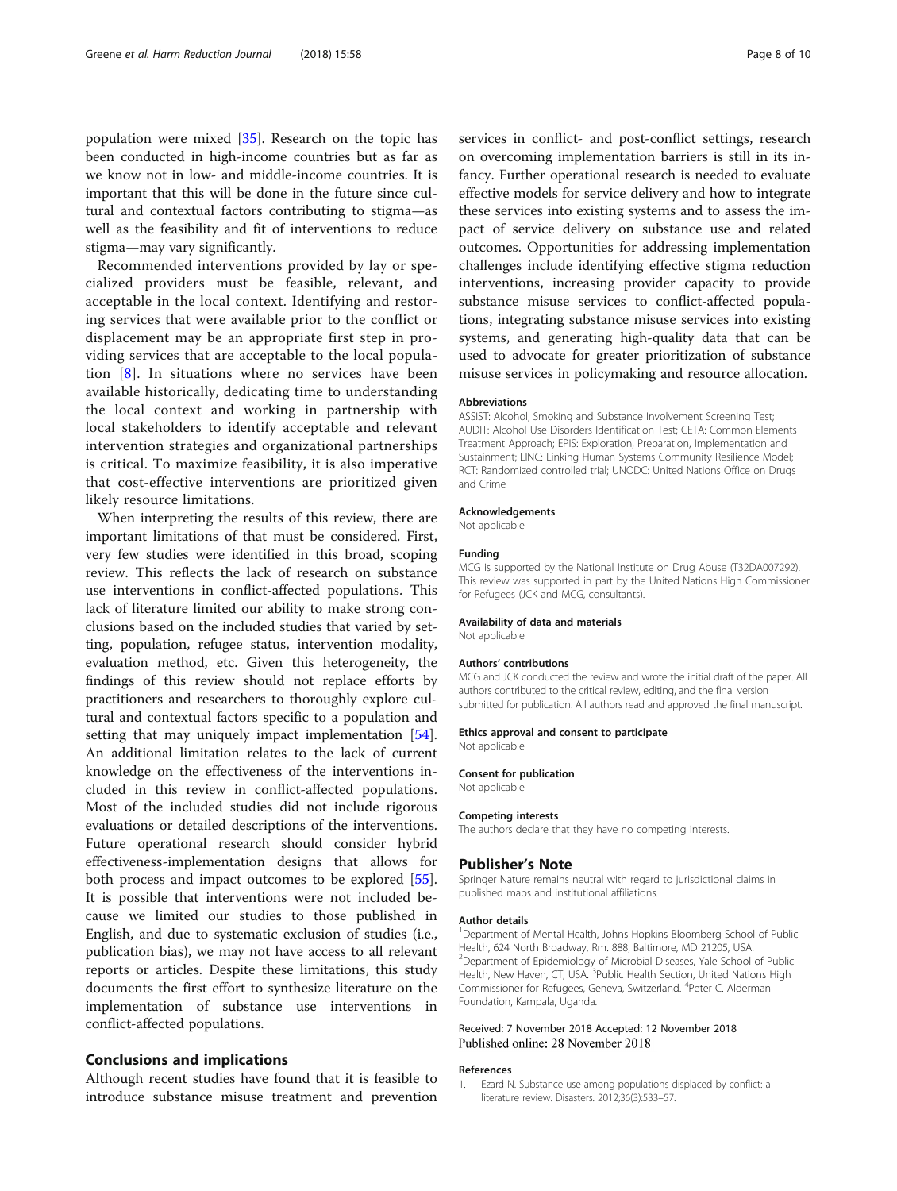population were mixed [35]. Research on the topic has been conducted in high-income countries but as far as we know not in low- and middle-income countries. It is important that this will be done in the future since cultural and contextual factors contributing to stigma—as well as the feasibility and fit of interventions to reduce stigma—may vary significantly.

Recommended interventions provided by lay or specialized providers must be feasible, relevant, and acceptable in the local context. Identifying and restoring services that were available prior to the conflict or displacement may be an appropriate first step in providing services that are acceptable to the local population [8]. In situations where no services have been available historically, dedicating time to understanding the local context and working in partnership with local stakeholders to identify acceptable and relevant intervention strategies and organizational partnerships is critical. To maximize feasibility, it is also imperative that cost-effective interventions are prioritized given likely resource limitations.

When interpreting the results of this review, there are important limitations of that must be considered. First, very few studies were identified in this broad, scoping review. This reflects the lack of research on substance use interventions in conflict-affected populations. This lack of literature limited our ability to make strong conclusions based on the included studies that varied by setting, population, refugee status, intervention modality, evaluation method, etc. Given this heterogeneity, the findings of this review should not replace efforts by practitioners and researchers to thoroughly explore cultural and contextual factors specific to a population and setting that may uniquely impact implementation [54]. An additional limitation relates to the lack of current knowledge on the effectiveness of the interventions included in this review in conflict-affected populations. Most of the included studies did not include rigorous evaluations or detailed descriptions of the interventions. Future operational research should consider hybrid effectiveness-implementation designs that allows for both process and impact outcomes to be explored [55]. It is possible that interventions were not included because we limited our studies to those published in English, and due to systematic exclusion of studies (i.e., publication bias), we may not have access to all relevant reports or articles. Despite these limitations, this study documents the first effort to synthesize literature on the implementation of substance use interventions in conflict-affected populations.

## Conclusions and implications

Although recent studies have found that it is feasible to introduce substance misuse treatment and prevention services in conflict- and post-conflict settings, research on overcoming implementation barriers is still in its infancy. Further operational research is needed to evaluate effective models for service delivery and how to integrate these services into existing systems and to assess the impact of service delivery on substance use and related outcomes. Opportunities for addressing implementation challenges include identifying effective stigma reduction interventions, increasing provider capacity to provide substance misuse services to conflict-affected populations, integrating substance misuse services into existing systems, and generating high-quality data that can be used to advocate for greater prioritization of substance misuse services in policymaking and resource allocation.

#### Abbreviations

ASSIST: Alcohol, Smoking and Substance Involvement Screening Test; AUDIT: Alcohol Use Disorders Identification Test; CETA: Common Elements Treatment Approach; EPIS: Exploration, Preparation, Implementation and Sustainment; LINC: Linking Human Systems Community Resilience Model; RCT: Randomized controlled trial; UNODC: United Nations Office on Drugs and Crime

#### Acknowledgements

Not applicable

#### Funding

MCG is supported by the National Institute on Drug Abuse (T32DA007292). This review was supported in part by the United Nations High Commissioner for Refugees (JCK and MCG, consultants).

#### Availability of data and materials

Not applicable

#### Authors' contributions

MCG and JCK conducted the review and wrote the initial draft of the paper. All authors contributed to the critical review, editing, and the final version submitted for publication. All authors read and approved the final manuscript.

#### Ethics approval and consent to participate

Not applicable

#### Consent for publication

Not applicable

#### Competing interests

The authors declare that they have no competing interests.

## Publisher's Note

Springer Nature remains neutral with regard to jurisdictional claims in published maps and institutional affiliations.

#### Author details

[1]Department of Mental Health, Johns Hopkins Bloomberg School of Public Health, 624 North Broadway, Rm. 888, Baltimore, MD 21205, USA. [2]Department of Epidemiology of Microbial Diseases, Yale School of Public Health, New Haven, CT, USA. [3]Public Health Section, United Nations High Commissioner for Refugees, Geneva, Switzerland. [4]Peter C. Alderman Foundation, Kampala, Uganda.

Received: 7 November 2018 Accepted: 12 November 2018
Published online: 28 November 2018

#### References

1. Ezard N. Substance use among populations displaced by conflict: a literature review. Disasters. 2012;36(3):533–57.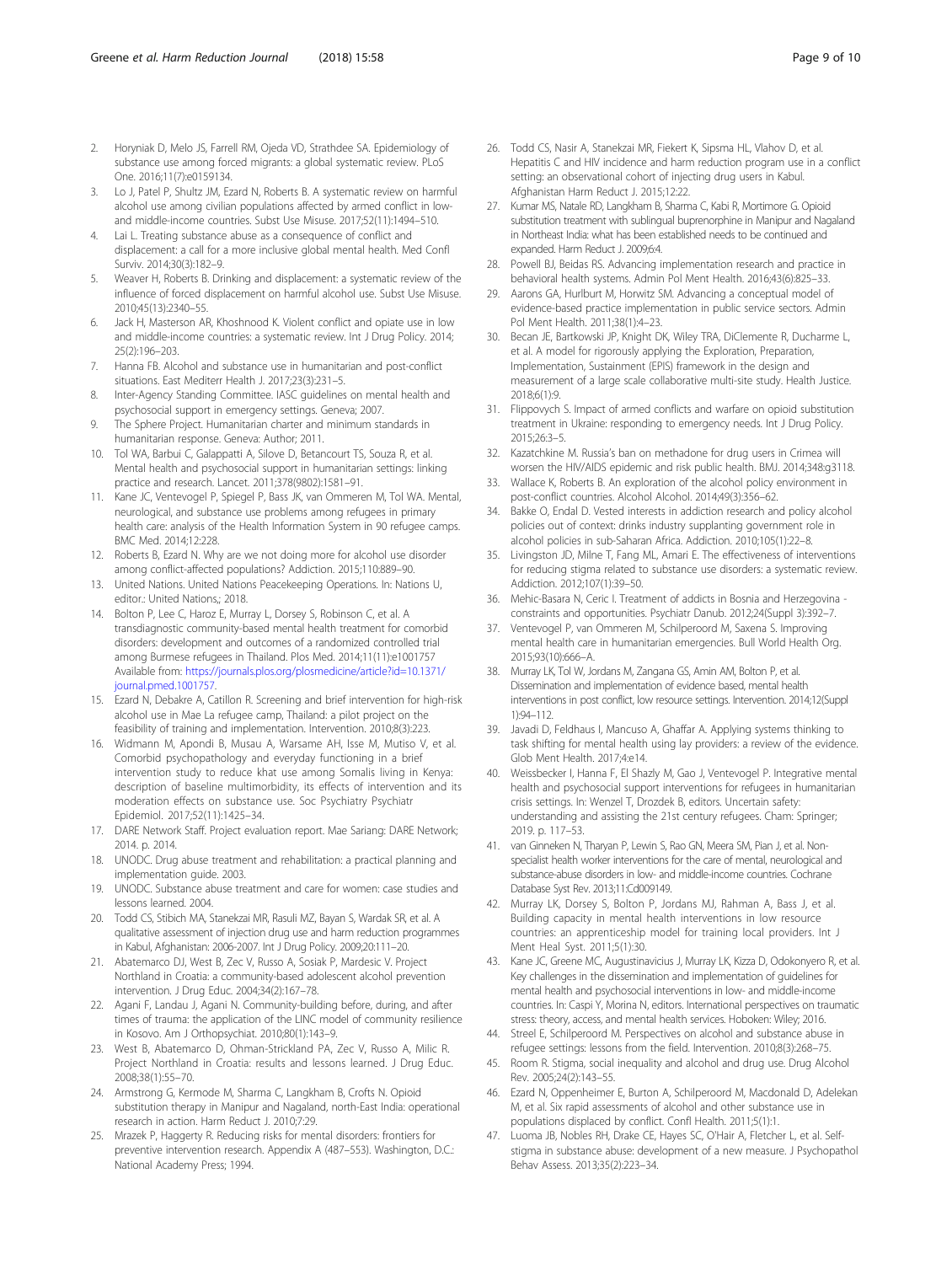2. Horyniak D, Melo JS, Farrell RM, Ojeda VD, Strathdee SA. Epidemiology of substance use among forced migrants: a global systematic review. PLoS One. 2016;11(7):e0159134.
3. Lo J, Patel P, Shultz JM, Ezard N, Roberts B. A systematic review on harmful alcohol use among civilian populations affected by armed conflict in low- and middle-income countries. Subst Use Misuse. 2017;52(11):1494–510.
4. Lai L. Treating substance abuse as a consequence of conflict and displacement: a call for a more inclusive global mental health. Med Confl Surviv. 2014;30(3):182–9.
5. Weaver H, Roberts B. Drinking and displacement: a systematic review of the influence of forced displacement on harmful alcohol use. Subst Use Misuse. 2010;45(13):2340–55.
6. Jack H, Masterson AR, Khoshnood K. Violent conflict and opiate use in low and middle-income countries: a systematic review. Int J Drug Policy. 2014;25(2):196–203.
7. Hanna FB. Alcohol and substance use in humanitarian and post-conflict situations. East Mediterr Health J. 2017;23(3):231–5.
8. Inter-Agency Standing Committee. IASC guidelines on mental health and psychosocial support in emergency settings. Geneva; 2007.
9. The Sphere Project. Humanitarian charter and minimum standards in humanitarian response. Geneva: Author; 2011.
10. Tol WA, Barbui C, Galappatti A, Silove D, Betancourt TS, Souza R, et al. Mental health and psychosocial support in humanitarian settings: linking practice and research. Lancet. 2011;378(9802):1581–91.
11. Kane JC, Ventevogel P, Spiegel P, Bass JK, van Ommeren M, Tol WA. Mental, neurological, and substance use problems among refugees in primary health care: analysis of the Health Information System in 90 refugee camps. BMC Med. 2014;12:228.
12. Roberts B, Ezard N. Why are we not doing more for alcohol use disorder among conflict-affected populations? Addiction. 2015;110:889–90.
13. United Nations. United Nations Peacekeeping Operations. In: Nations U, editor.: United Nations,; 2018.
14. Bolton P, Lee C, Haroz E, Murray L, Dorsey S, Robinson C, et al. A transdiagnostic community-based mental health treatment for comorbid disorders: development and outcomes of a randomized controlled trial among Burmese refugees in Thailand. Plos Med. 2014;11(11):e1001757 Available from: https://journals.plos.org/plosmedicine/article?id=10.1371/journal.pmed.1001757.
15. Ezard N, Debakre A, Catillon R. Screening and brief intervention for high-risk alcohol use in Mae La refugee camp, Thailand: a pilot project on the feasibility of training and implementation. Intervention. 2010;8(3):223.
16. Widmann M, Apondi B, Musau A, Warsame AH, Isse M, Mutiso V, et al. Comorbid psychopathology and everyday functioning in a brief intervention study to reduce khat use among Somalis living in Kenya: description of baseline multimorbidity, its effects of intervention and its moderation effects on substance use. Soc Psychiatry Psychiatr Epidemiol. 2017;52(11):1425–34.
17. DARE Network Staff. Project evaluation report. Mae Sariang: DARE Network; 2014. p. 2014.
18. UNODC. Drug abuse treatment and rehabilitation: a practical planning and implementation guide. 2003.
19. UNODC. Substance abuse treatment and care for women: case studies and lessons learned. 2004.
20. Todd CS, Stibich MA, Stanekzai MR, Rasuli MZ, Bayan S, Wardak SR, et al. A qualitative assessment of injection drug use and harm reduction programmes in Kabul, Afghanistan: 2006-2007. Int J Drug Policy. 2009;20:111–20.
21. Abatemarco DJ, West B, Zec V, Russo A, Sosiak P, Mardesic V. Project Northland in Croatia: a community-based adolescent alcohol prevention intervention. J Drug Educ. 2004;34(2):167–78.
22. Agani F, Landau J, Agani N. Community-building before, during, and after times of trauma: the application of the LINC model of community resilience in Kosovo. Am J Orthopsychiat. 2010;80(1):143–9.
23. West B, Abatemarco D, Ohman-Strickland PA, Zec V, Russo A, Milic R. Project Northland in Croatia: results and lessons learned. J Drug Educ. 2008;38(1):55–70.
24. Armstrong G, Kermode M, Sharma C, Langkham B, Crofts N. Opioid substitution therapy in Manipur and Nagaland, north-East India: operational research in action. Harm Reduct J. 2010;7:29.
25. Mrazek P, Haggerty R. Reducing risks for mental disorders: frontiers for preventive intervention research. Appendix A (487–553). Washington, D.C.: National Academy Press; 1994.
26. Todd CS, Nasir A, Stanekzai MR, Fiekert K, Sipsma HL, Vlahov D, et al. Hepatitis C and HIV incidence and harm reduction program use in a conflict setting: an observational cohort of injecting drug users in Kabul. Afghanistan Harm Reduct J. 2015;12:22.
27. Kumar MS, Natale RD, Langkham B, Sharma C, Kabi R, Mortimore G. Opioid substitution treatment with sublingual buprenorphine in Manipur and Nagaland in Northeast India: what has been established needs to be continued and expanded. Harm Reduct J. 2009;6:4.
28. Powell BJ, Beidas RS. Advancing implementation research and practice in behavioral health systems. Admin Pol Ment Health. 2016;43(6):825–33.
29. Aarons GA, Hurlburt M, Horwitz SM. Advancing a conceptual model of evidence-based practice implementation in public service sectors. Admin Pol Ment Health. 2011;38(1):4–23.
30. Becan JE, Bartkowski JP, Knight DK, Wiley TRA, DiClemente R, Ducharme L, et al. A model for rigorously applying the Exploration, Preparation, Implementation, Sustainment (EPIS) framework in the design and measurement of a large scale collaborative multi-site study. Health Justice. 2018;6(1):9.
31. Flippovych S. Impact of armed conflicts and warfare on opioid substitution treatment in Ukraine: responding to emergency needs. Int J Drug Policy. 2015;26:3–5.
32. Kazatchkine M. Russia's ban on methadone for drug users in Crimea will worsen the HIV/AIDS epidemic and risk public health. BMJ. 2014;348:g3118.
33. Wallace K, Roberts B. An exploration of the alcohol policy environment in post-conflict countries. Alcohol Alcohol. 2014;49(3):356–62.
34. Bakke O, Endal D. Vested interests in addiction research and policy alcohol policies out of context: drinks industry supplanting government role in alcohol policies in sub-Saharan Africa. Addiction. 2010;105(1):22–8.
35. Livingston JD, Milne T, Fang ML, Amari E. The effectiveness of interventions for reducing stigma related to substance use disorders: a systematic review. Addiction. 2012;107(1):39–50.
36. Mehic-Basara N, Ceric I. Treatment of addicts in Bosnia and Herzegovina - constraints and opportunities. Psychiatr Danub. 2012;24(Suppl 3):392–7.
37. Ventevogel P, van Ommeren M, Schilperoord M, Saxena S. Improving mental health care in humanitarian emergencies. Bull World Health Org. 2015;93(10):666–A.
38. Murray LK, Tol W, Jordans M, Zangana GS, Amin AM, Bolton P, et al. Dissemination and implementation of evidence based, mental health interventions in post conflict, low resource settings. Intervention. 2014;12(Suppl 1):94–112.
39. Javadi D, Feldhaus I, Mancuso A, Ghaffar A. Applying systems thinking to task shifting for mental health using lay providers: a review of the evidence. Glob Ment Health. 2017;4:e14.
40. Weissbecker I, Hanna F, El Shazly M, Gao J, Ventevogel P. Integrative mental health and psychosocial support interventions for refugees in humanitarian crisis settings. In: Wenzel T, Drozdek B, editors. Uncertain safety: understanding and assisting the 21st century refugees. Cham: Springer; 2019. p. 117–53.
41. van Ginneken N, Tharyan P, Lewin S, Rao GN, Meera SM, Pian J, et al. Non-specialist health worker interventions for the care of mental, neurological and substance-abuse disorders in low- and middle-income countries. Cochrane Database Syst Rev. 2013;11:Cd009149.
42. Murray LK, Dorsey S, Bolton P, Jordans MJ, Rahman A, Bass J, et al. Building capacity in mental health interventions in low resource countries: an apprenticeship model for training local providers. Int J Ment Heal Syst. 2011;5(1):30.
43. Kane JC, Greene MC, Augustinavicius J, Murray LK, Kizza D, Odokonyero R, et al. Key challenges in the dissemination and implementation of guidelines for mental health and psychosocial interventions in low- and middle-income countries. In: Caspi Y, Morina N, editors. International perspectives on traumatic stress: theory, access, and mental health services. Hoboken: Wiley; 2016.
44. Streel E, Schilperoord M. Perspectives on alcohol and substance abuse in refugee settings: lessons from the field. Intervention. 2010;8(3):268–75.
45. Room R. Stigma, social inequality and alcohol and drug use. Drug Alcohol Rev. 2005;24(2):143–55.
46. Ezard N, Oppenheimer E, Burton A, Schilperoord M, Macdonald D, Adelekan M, et al. Six rapid assessments of alcohol and other substance use in populations displaced by conflict. Confl Health. 2011;5(1):1.
47. Luoma JB, Nobles RH, Drake CE, Hayes SC, O'Hair A, Fletcher L, et al. Self-stigma in substance abuse: development of a new measure. J Psychopathol Behav Assess. 2013;35(2):223–34.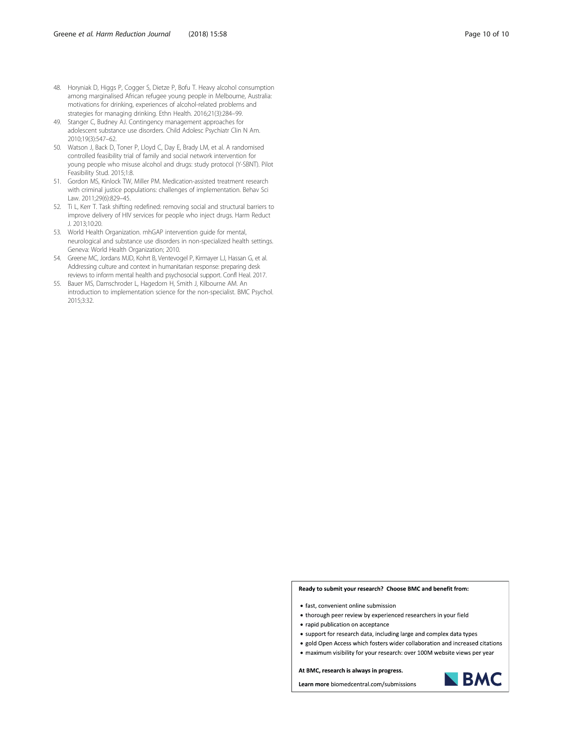48. Horyniak D, Higgs P, Cogger S, Dietze P, Bofu T. Heavy alcohol consumption among marginalised African refugee young people in Melbourne, Australia: motivations for drinking, experiences of alcohol-related problems and strategies for managing drinking. Ethn Health. 2016;21(3):284–99.
49. Stanger C, Budney AJ. Contingency management approaches for adolescent substance use disorders. Child Adolesc Psychiatr Clin N Am. 2010;19(3):547–62.
50. Watson J, Back D, Toner P, Lloyd C, Day E, Brady LM, et al. A randomised controlled feasibility trial of family and social network intervention for young people who misuse alcohol and drugs: study protocol (Y-SBNT). Pilot Feasibility Stud. 2015;1:8.
51. Gordon MS, Kinlock TW, Miller PM. Medication-assisted treatment research with criminal justice populations: challenges of implementation. Behav Sci Law. 2011;29(6):829–45.
52. Ti L, Kerr T. Task shifting redefined: removing social and structural barriers to improve delivery of HIV services for people who inject drugs. Harm Reduct J. 2013;10:20.
53. World Health Organization. mhGAP intervention guide for mental, neurological and substance use disorders in non-specialized health settings. Geneva: World Health Organization; 2010.
54. Greene MC, Jordans MJD, Kohrt B, Ventevogel P, Kirmayer LJ, Hassan G, et al. Addressing culture and context in humanitarian response: preparing desk reviews to inform mental health and psychosocial support. Confl Heal. 2017.
55. Bauer MS, Damschroder L, Hagedorn H, Smith J, Kilbourne AM. An introduction to implementation science for the non-specialist. BMC Psychol. 2015;3:32.

**Ready to submit your research? Choose BMC and benefit from:**

- fast, convenient online submission
- thorough peer review by experienced researchers in your field
- rapid publication on acceptance
- support for research data, including large and complex data types
- gold Open Access which fosters wider collaboration and increased citations
- maximum visibility for your research: over 100M website views per year

**At BMC, research is always in progress.**

**Learn more** biomedcentral.com/submissions

BMC